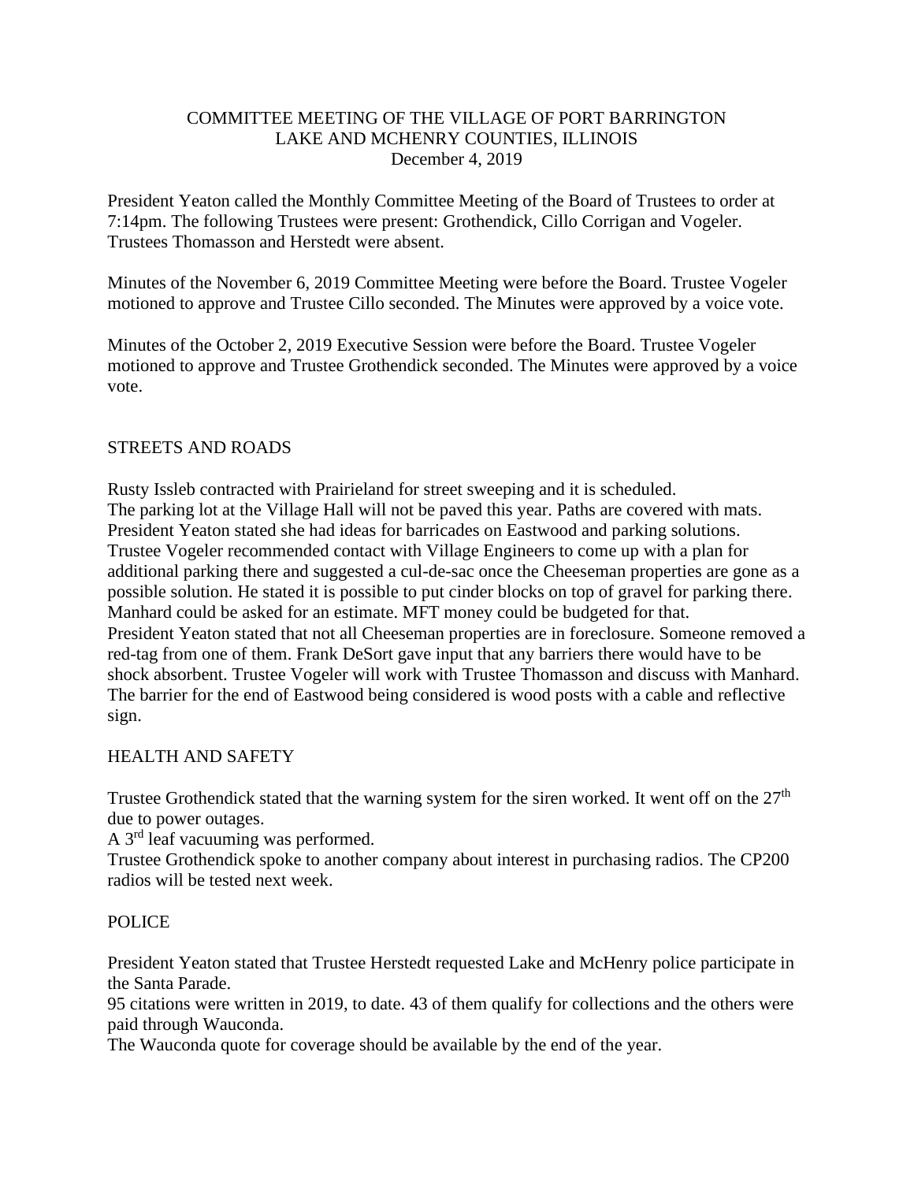# COMMITTEE MEETING OF THE VILLAGE OF PORT BARRINGTON
## LAKE AND MCHENRY COUNTIES, ILLINOIS
### December 4, 2019

President Yeaton called the Monthly Committee Meeting of the Board of Trustees to order at 7:14pm. The following Trustees were present: Grothendick, Cillo Corrigan and Vogeler. Trustees Thomasson and Herstedt were absent.

Minutes of the November 6, 2019 Committee Meeting were before the Board. Trustee Vogeler motioned to approve and Trustee Cillo seconded. The Minutes were approved by a voice vote.

Minutes of the October 2, 2019 Executive Session were before the Board. Trustee Vogeler motioned to approve and Trustee Grothendick seconded. The Minutes were approved by a voice vote.

## STREETS AND ROADS

Rusty Issleb contracted with Prairieland for street sweeping and it is scheduled.
The parking lot at the Village Hall will not be paved this year. Paths are covered with mats.
President Yeaton stated she had ideas for barricades on Eastwood and parking solutions.
Trustee Vogeler recommended contact with Village Engineers to come up with a plan for additional parking there and suggested a cul-de-sac once the Cheeseman properties are gone as a possible solution. He stated it is possible to put cinder blocks on top of gravel for parking there. Manhard could be asked for an estimate. MFT money could be budgeted for that.
President Yeaton stated that not all Cheeseman properties are in foreclosure. Someone removed a red-tag from one of them. Frank DeSort gave input that any barriers there would have to be shock absorbent. Trustee Vogeler will work with Trustee Thomasson and discuss with Manhard. The barrier for the end of Eastwood being considered is wood posts with a cable and reflective sign.

## HEALTH AND SAFETY

Trustee Grothendick stated that the warning system for the siren worked. It went off on the 27th due to power outages.
A 3rd leaf vacuuming was performed.
Trustee Grothendick spoke to another company about interest in purchasing radios. The CP200 radios will be tested next week.

## POLICE

President Yeaton stated that Trustee Herstedt requested Lake and McHenry police participate in the Santa Parade.
95 citations were written in 2019, to date. 43 of them qualify for collections and the others were paid through Wauconda.
The Wauconda quote for coverage should be available by the end of the year.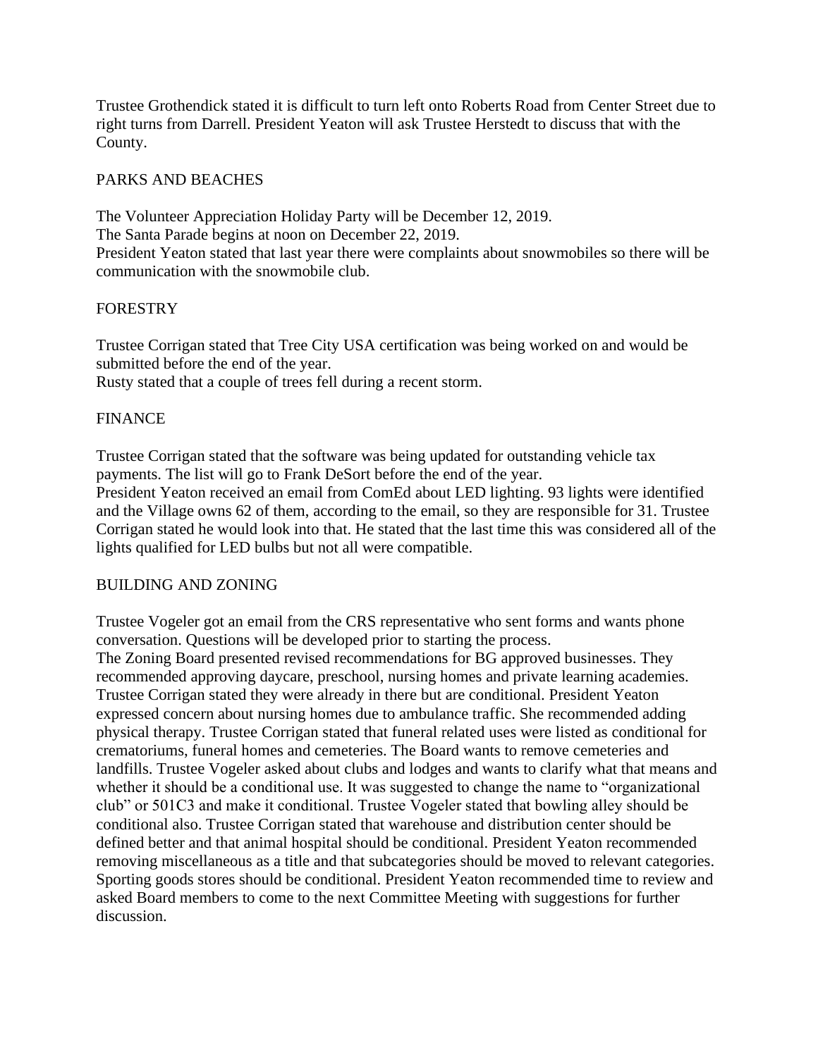Trustee Grothendick stated it is difficult to turn left onto Roberts Road from Center Street due to right turns from Darrell. President Yeaton will ask Trustee Herstedt to discuss that with the County.

PARKS AND BEACHES

The Volunteer Appreciation Holiday Party will be December 12, 2019.
The Santa Parade begins at noon on December 22, 2019.
President Yeaton stated that last year there were complaints about snowmobiles so there will be communication with the snowmobile club.

FORESTRY

Trustee Corrigan stated that Tree City USA certification was being worked on and would be submitted before the end of the year.
Rusty stated that a couple of trees fell during a recent storm.

FINANCE

Trustee Corrigan stated that the software was being updated for outstanding vehicle tax payments. The list will go to Frank DeSort before the end of the year.
President Yeaton received an email from ComEd about LED lighting. 93 lights were identified and the Village owns 62 of them, according to the email, so they are responsible for 31. Trustee Corrigan stated he would look into that. He stated that the last time this was considered all of the lights qualified for LED bulbs but not all were compatible.

BUILDING AND ZONING

Trustee Vogeler got an email from the CRS representative who sent forms and wants phone conversation. Questions will be developed prior to starting the process.
The Zoning Board presented revised recommendations for BG approved businesses. They recommended approving daycare, preschool, nursing homes and private learning academies. Trustee Corrigan stated they were already in there but are conditional. President Yeaton expressed concern about nursing homes due to ambulance traffic. She recommended adding physical therapy. Trustee Corrigan stated that funeral related uses were listed as conditional for crematoriums, funeral homes and cemeteries. The Board wants to remove cemeteries and landfills. Trustee Vogeler asked about clubs and lodges and wants to clarify what that means and whether it should be a conditional use. It was suggested to change the name to "organizational club" or 501C3 and make it conditional. Trustee Vogeler stated that bowling alley should be conditional also. Trustee Corrigan stated that warehouse and distribution center should be defined better and that animal hospital should be conditional. President Yeaton recommended removing miscellaneous as a title and that subcategories should be moved to relevant categories. Sporting goods stores should be conditional. President Yeaton recommended time to review and asked Board members to come to the next Committee Meeting with suggestions for further discussion.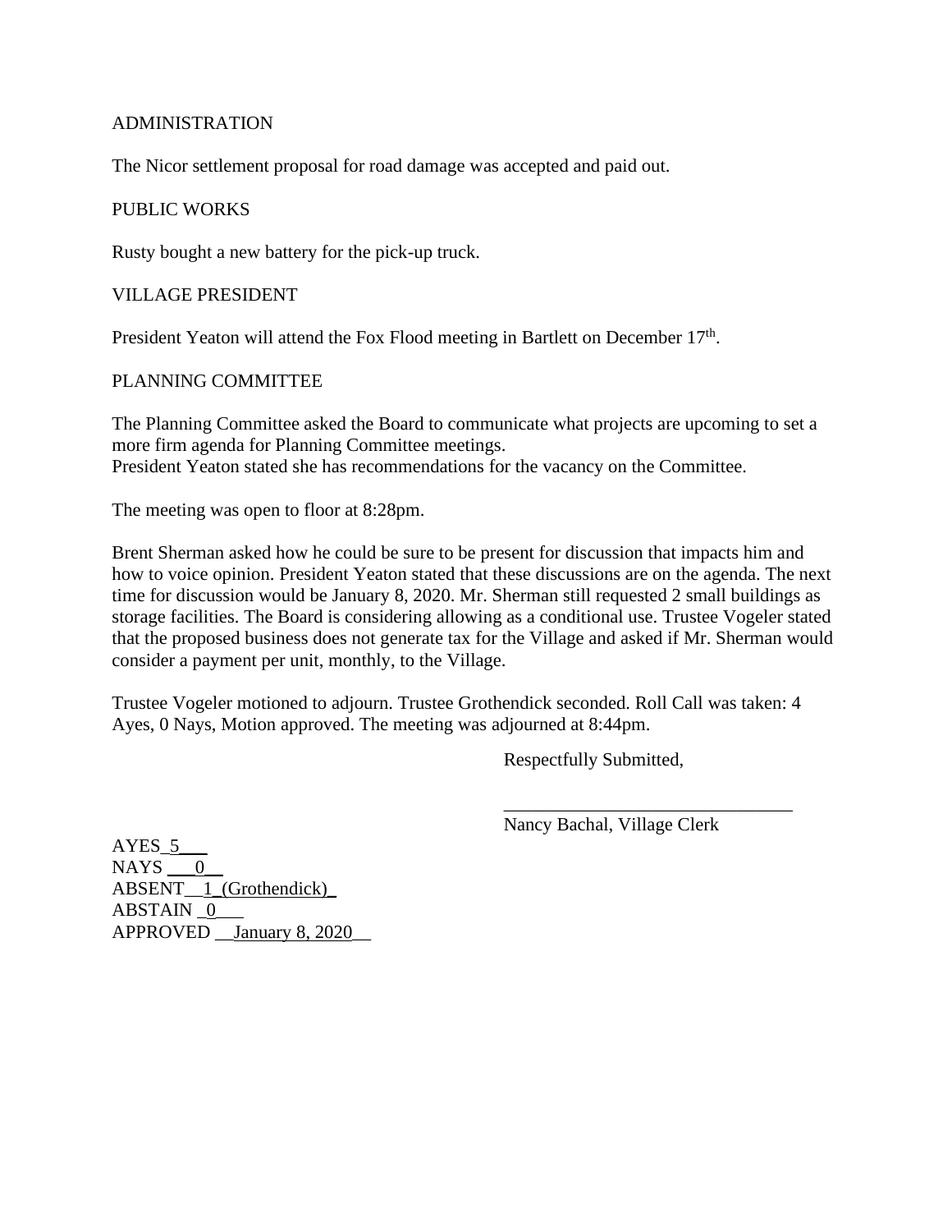ADMINISTRATION

The Nicor settlement proposal for road damage was accepted and paid out.

PUBLIC WORKS

Rusty bought a new battery for the pick-up truck.

VILLAGE PRESIDENT

President Yeaton will attend the Fox Flood meeting in Bartlett on December 17th.

PLANNING COMMITTEE

The Planning Committee asked the Board to communicate what projects are upcoming to set a more firm agenda for Planning Committee meetings.
President Yeaton stated she has recommendations for the vacancy on the Committee.

The meeting was open to floor at 8:28pm.

Brent Sherman asked how he could be sure to be present for discussion that impacts him and how to voice opinion. President Yeaton stated that these discussions are on the agenda. The next time for discussion would be January 8, 2020. Mr. Sherman still requested 2 small buildings as storage facilities. The Board is considering allowing as a conditional use. Trustee Vogeler stated that the proposed business does not generate tax for the Village and asked if Mr. Sherman would consider a payment per unit, monthly, to the Village.

Trustee Vogeler motioned to adjourn. Trustee Grothendick seconded. Roll Call was taken: 4 Ayes, 0 Nays, Motion approved. The meeting was adjourned at 8:44pm.

Respectfully Submitted,

_______________________________
Nancy Bachal, Village Clerk

AYES_5___
NAYS ___0__
ABSENT__1_(Grothendick)_
ABSTAIN _0___
APPROVED __January 8, 2020__